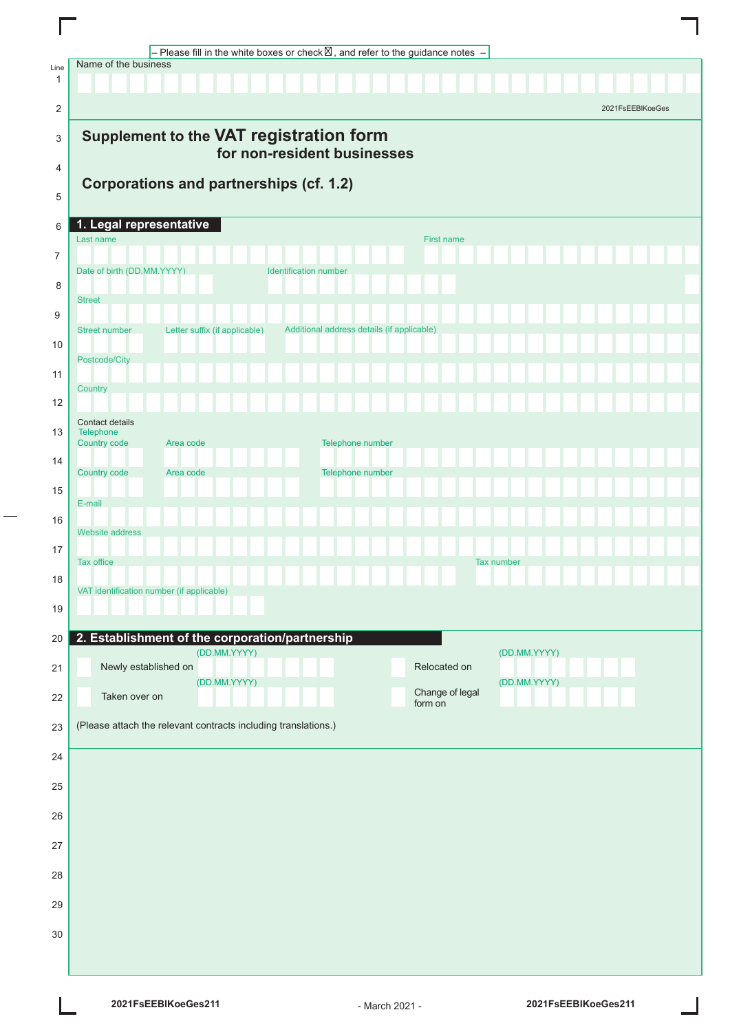– Please fill in the white boxes or check ☒, and refer to the guidance notes –

Name of the business

2021FsEEBlKoeGes

# Supplement to the VAT registration form for non-resident businesses

## Corporations and partnerships (cf. 1.2)

## 1. Legal representative

Last name

First name

Date of birth (DD.MM.YYYY)

Identification number

Street

Street number

Letter suffix (if applicable)

Additional address details (if applicable)

Postcode/City

Country

Contact details

Telephone

Country code | Area code | Telephone number

Country code | Area code | Telephone number

E-mail

Website address

Tax office

Tax number

VAT identification number (if applicable)

## 2. Establishment of the corporation/partnership

☐ Newly established on (DD.MM.YYYY)

☐ Relocated on (DD.MM.YYYY)

☐ Taken over on (DD.MM.YYYY)

☐ Change of legal form on (DD.MM.YYYY)

(Please attach the relevant contracts including translations.)

2021FsEEBlKoeGes211

- March 2021 -

2021FsEEBlKoeGes211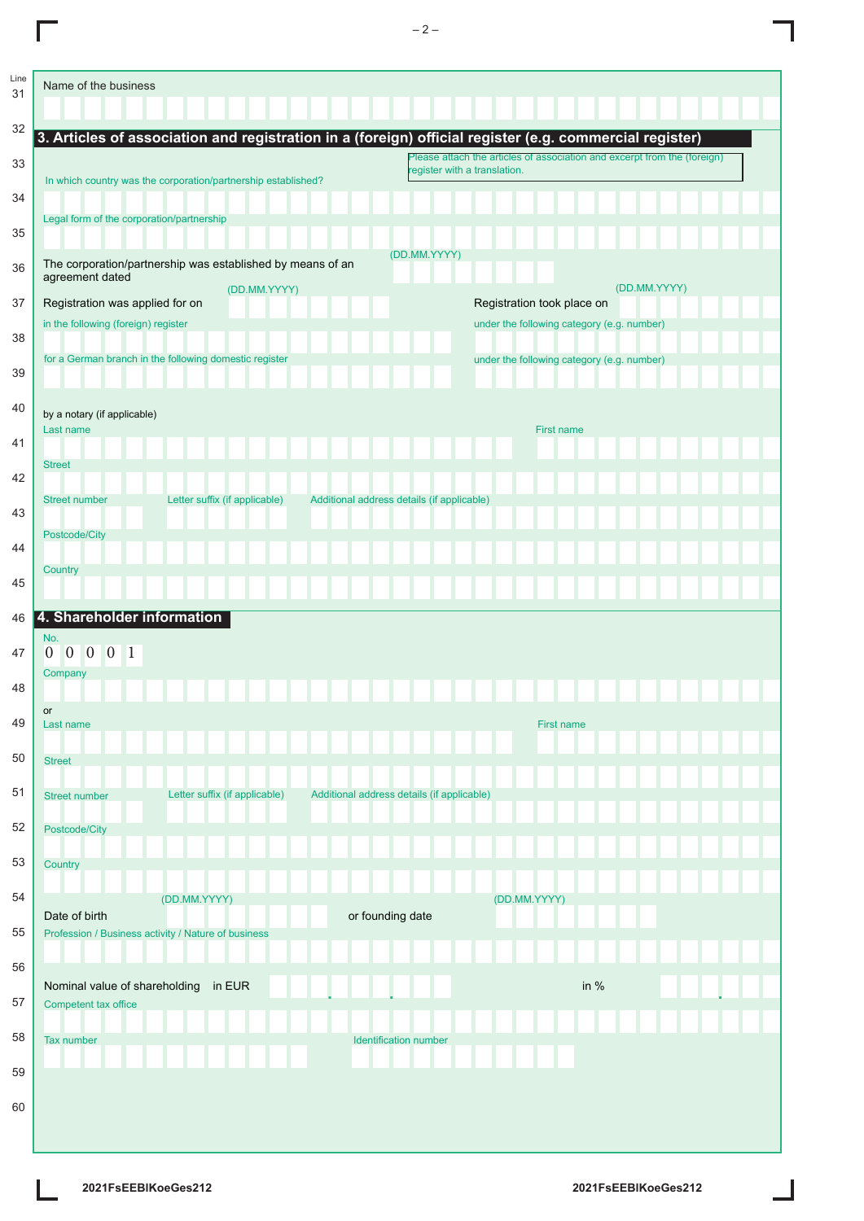Line 31

Name of the business

## 3. Articles of association and registration in a (foreign) official register (e.g. commercial register)

Please attach the articles of association and excerpt from the (foreign) register with a translation.

In which country was the corporation/partnership established?

Legal form of the corporation/partnership

The corporation/partnership was established by means of an agreement dated (DD.MM.YYYY)

Registration was applied for on (DD.MM.YYYY)

Registration took place on (DD.MM.YYYY)

in the following (foreign) register

under the following category (e.g. number)

for a German branch in the following domestic register

under the following category (e.g. number)

by a notary (if applicable)

Last name

First name

Street

Street number

Letter suffix (if applicable)

Additional address details (if applicable)

Postcode/City

Country

## 4. Shareholder information

No.
0 0 0 0 1

Company

or

Last name

First name

Street

Street number

Letter suffix (if applicable)

Additional address details (if applicable)

Postcode/City

Country

Date of birth (DD.MM.YYYY)

or founding date (DD.MM.YYYY)

Profession / Business activity / Nature of business

Nominal value of shareholding in EUR

in %

Competent tax office

Tax number

Identification number

2021FsEEBlKoeGes212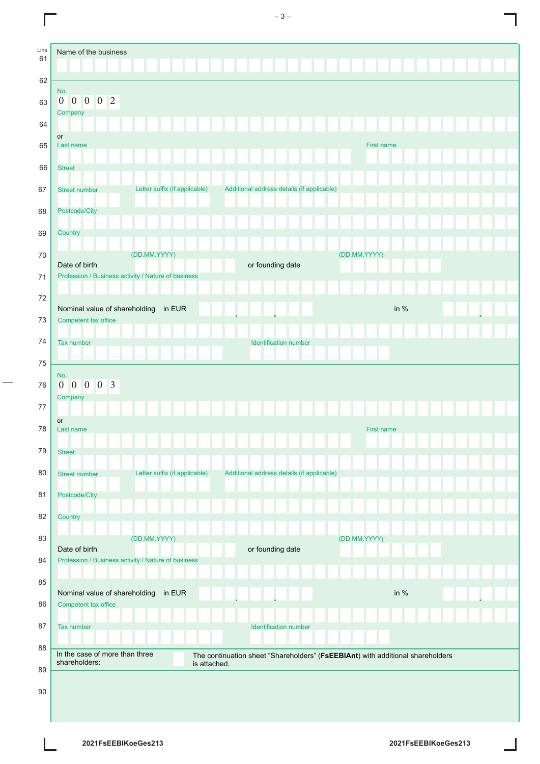Line 61 — Name of the business

62

63 — No.
0 0 0 0 2

Company

64

or

65 — Last name | First name

66 — Street

67 — Street number | Letter suffix (if applicable) | Additional address details (if applicable)

68 — Postcode/City

69 — Country

70 — Date of birth (DD.MM.YYYY) | or founding date (DD.MM.YYYY)

71 — Profession / Business activity / Nature of business

72 — Nominal value of shareholding in EUR | in %

73 — Competent tax office

74 — Tax number | Identification number

75

76 — No.
0 0 0 0 3

Company

77

or

78 — Last name | First name

79 — Street

80 — Street number | Letter suffix (if applicable) | Additional address details (if applicable)

81 — Postcode/City

82 — Country

83 — Date of birth (DD.MM.YYYY) | or founding date (DD.MM.YYYY)

84 — Profession / Business activity / Nature of business

85 — Nominal value of shareholding in EUR | in %

86 — Competent tax office

87 — Tax number | Identification number

88 — In the case of more than three shareholders: ☐ The continuation sheet “Shareholders” (**FsEEBlAnt**) with additional shareholders is attached.

89

90

2021FsEEBlKoeGes213